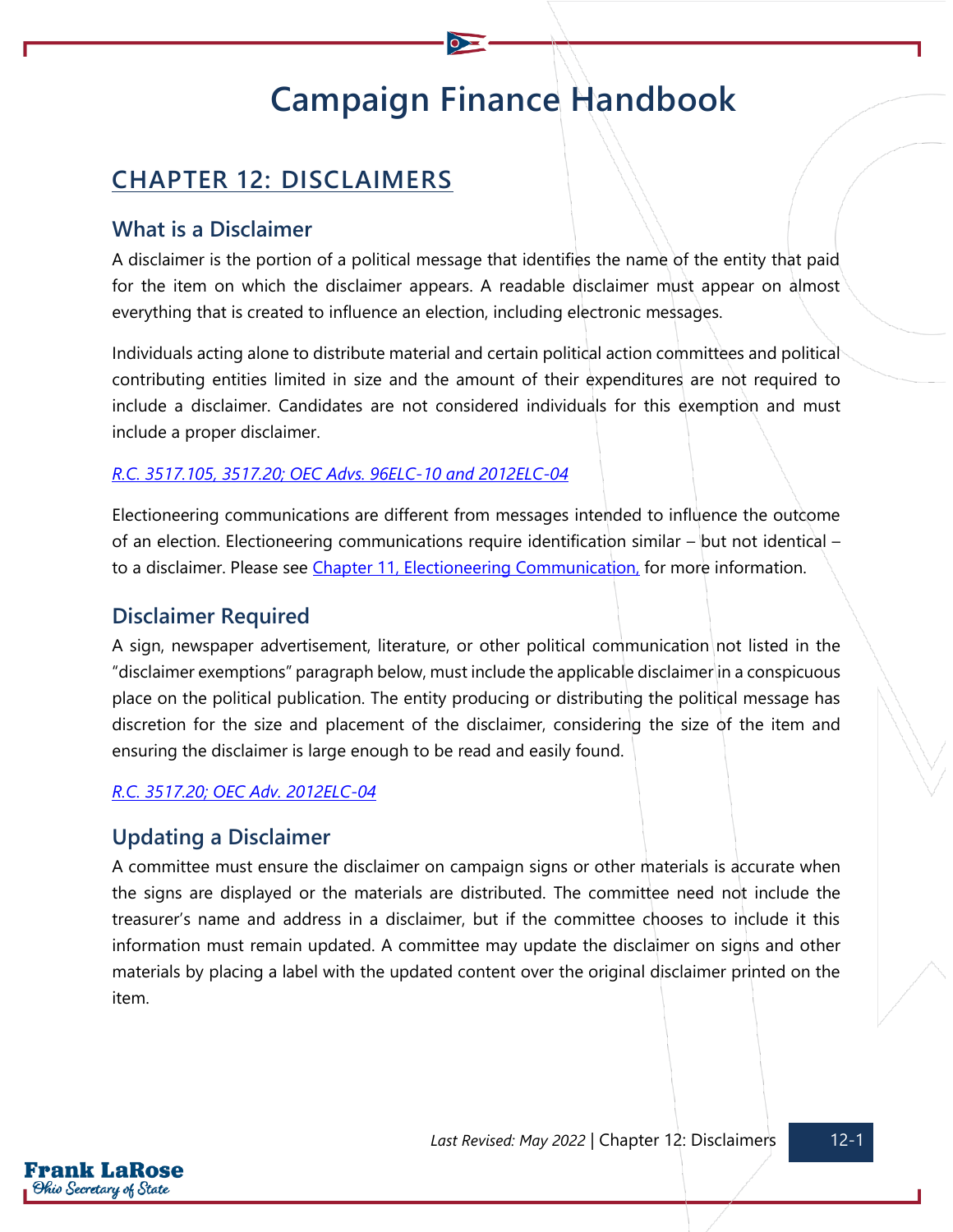# Campaign Finance Handbook

## CHAPTER 12: DISCLAIMERS

### What is a Disclaimer

A disclaimer is the portion of a political message that identifies the name of the entity that paid for the item on which the disclaimer appears. A readable disclaimer must appear on almost everything that is created to influence an election, including electronic messages.

Individuals acting alone to distribute material and certain political action committees and political contributing entities limited in size and the amount of their expenditures are not required to include a disclaimer. Candidates are not considered individuals for this exemption and must include a proper disclaimer.

*R.C. 3517.105, 3517.20; OEC Advs. 96ELC-10 and 2012ELC-04*

Electioneering communications are different from messages intended to influence the outcome of an election. Electioneering communications require identification similar – but not identical – to a disclaimer. Please see Chapter 11, Electioneering Communication, for more information.

### Disclaimer Required

A sign, newspaper advertisement, literature, or other political communication not listed in the "disclaimer exemptions" paragraph below, must include the applicable disclaimer in a conspicuous place on the political publication. The entity producing or distributing the political message has discretion for the size and placement of the disclaimer, considering the size of the item and ensuring the disclaimer is large enough to be read and easily found.

*R.C. 3517.20; OEC Adv. 2012ELC-04*

### Updating a Disclaimer

A committee must ensure the disclaimer on campaign signs or other materials is accurate when the signs are displayed or the materials are distributed. The committee need not include the treasurer's name and address in a disclaimer, but if the committee chooses to include it this information must remain updated. A committee may update the disclaimer on signs and other materials by placing a label with the updated content over the original disclaimer printed on the item.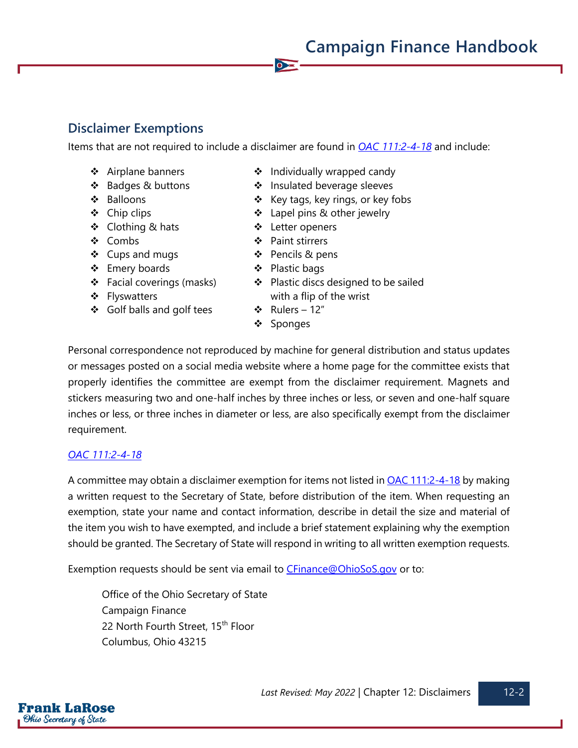## Disclaimer Exemptions

Items that are not required to include a disclaimer are found in *OAC 111:2-4-18* and include:

- Airplane banners
- Badges & buttons
- Balloons
- Chip clips
- Clothing & hats
- Combs
- Cups and mugs
- Emery boards
- Facial coverings (masks)
- Flyswatters
- Golf balls and golf tees
- Individually wrapped candy
- Insulated beverage sleeves
- Key tags, key rings, or key fobs
- Lapel pins & other jewelry
- Letter openers
- Paint stirrers
- Pencils & pens
- Plastic bags
- Plastic discs designed to be sailed with a flip of the wrist
- Rulers – 12"
- Sponges

Personal correspondence not reproduced by machine for general distribution and status updates or messages posted on a social media website where a home page for the committee exists that properly identifies the committee are exempt from the disclaimer requirement. Magnets and stickers measuring two and one-half inches by three inches or less, or seven and one-half square inches or less, or three inches in diameter or less, are also specifically exempt from the disclaimer requirement.

*OAC 111:2-4-18*

A committee may obtain a disclaimer exemption for items not listed in OAC 111:2-4-18 by making a written request to the Secretary of State, before distribution of the item. When requesting an exemption, state your name and contact information, describe in detail the size and material of the item you wish to have exempted, and include a brief statement explaining why the exemption should be granted. The Secretary of State will respond in writing to all written exemption requests.

Exemption requests should be sent via email to CFinance@OhioSoS.gov or to:

Office of the Ohio Secretary of State
Campaign Finance
22 North Fourth Street, 15th Floor
Columbus, Ohio 43215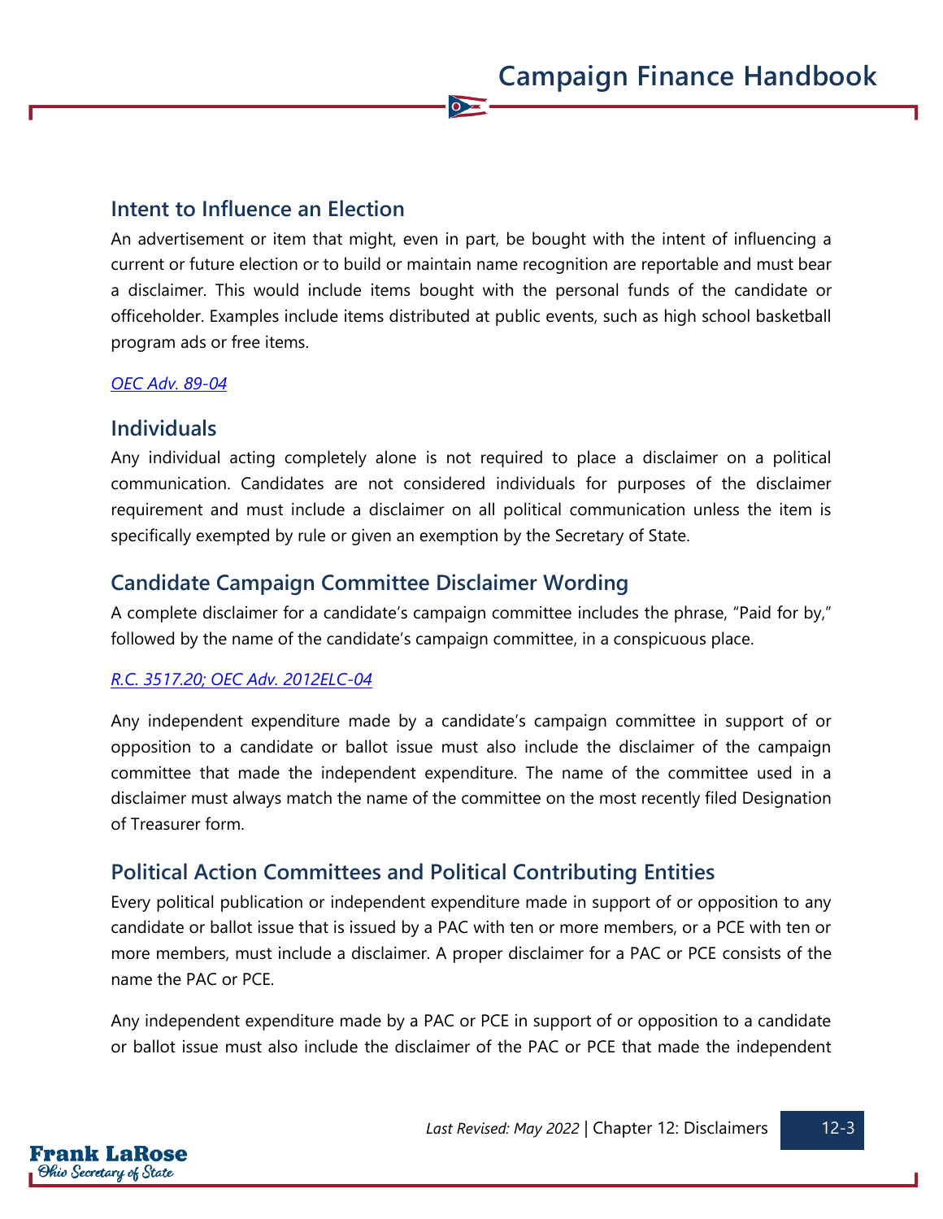## Intent to Influence an Election

An advertisement or item that might, even in part, be bought with the intent of influencing a current or future election or to build or maintain name recognition are reportable and must bear a disclaimer. This would include items bought with the personal funds of the candidate or officeholder. Examples include items distributed at public events, such as high school basketball program ads or free items.

*OEC Adv. 89-04*

## Individuals

Any individual acting completely alone is not required to place a disclaimer on a political communication. Candidates are not considered individuals for purposes of the disclaimer requirement and must include a disclaimer on all political communication unless the item is specifically exempted by rule or given an exemption by the Secretary of State.

## Candidate Campaign Committee Disclaimer Wording

A complete disclaimer for a candidate's campaign committee includes the phrase, "Paid for by," followed by the name of the candidate's campaign committee, in a conspicuous place.

*R.C. 3517.20; OEC Adv. 2012ELC-04*

Any independent expenditure made by a candidate's campaign committee in support of or opposition to a candidate or ballot issue must also include the disclaimer of the campaign committee that made the independent expenditure. The name of the committee used in a disclaimer must always match the name of the committee on the most recently filed Designation of Treasurer form.

## Political Action Committees and Political Contributing Entities

Every political publication or independent expenditure made in support of or opposition to any candidate or ballot issue that is issued by a PAC with ten or more members, or a PCE with ten or more members, must include a disclaimer. A proper disclaimer for a PAC or PCE consists of the name the PAC or PCE.

Any independent expenditure made by a PAC or PCE in support of or opposition to a candidate or ballot issue must also include the disclaimer of the PAC or PCE that made the independent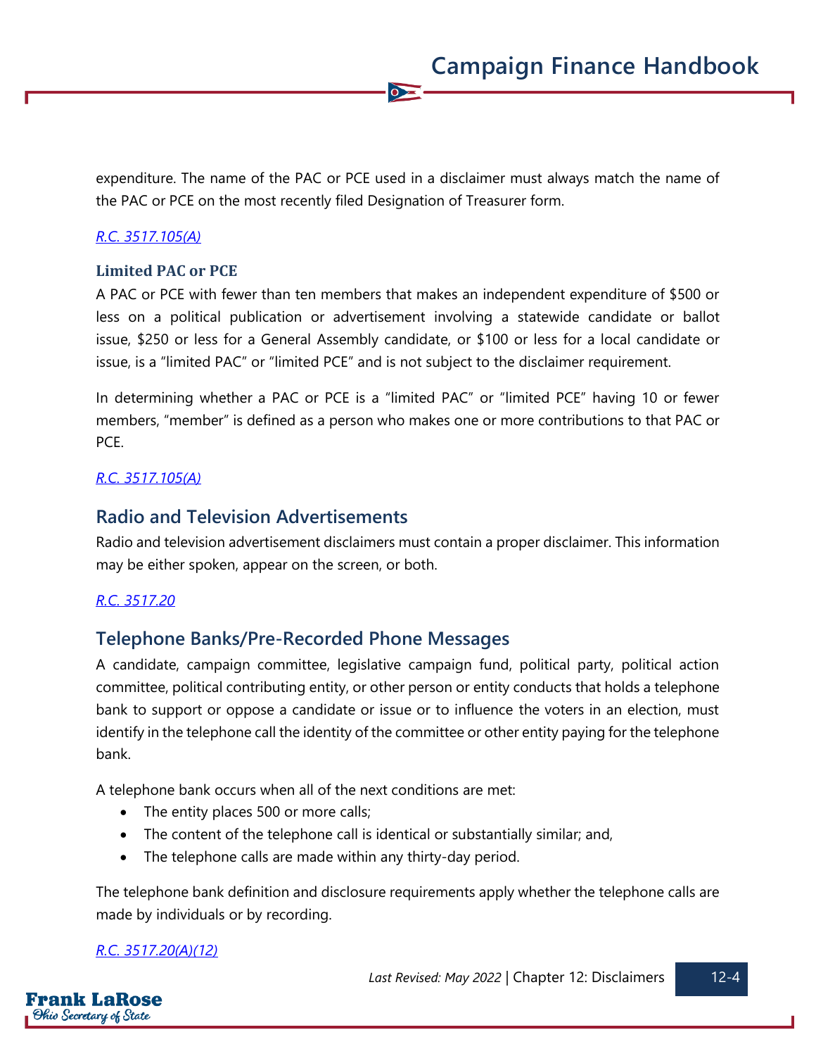expenditure. The name of the PAC or PCE used in a disclaimer must always match the name of the PAC or PCE on the most recently filed Designation of Treasurer form.

*R.C. 3517.105(A)*

### Limited PAC or PCE

A PAC or PCE with fewer than ten members that makes an independent expenditure of $500 or less on a political publication or advertisement involving a statewide candidate or ballot issue, $250 or less for a General Assembly candidate, or $100 or less for a local candidate or issue, is a "limited PAC" or "limited PCE" and is not subject to the disclaimer requirement.

In determining whether a PAC or PCE is a "limited PAC" or "limited PCE" having 10 or fewer members, "member" is defined as a person who makes one or more contributions to that PAC or PCE.

*R.C. 3517.105(A)*

## Radio and Television Advertisements

Radio and television advertisement disclaimers must contain a proper disclaimer. This information may be either spoken, appear on the screen, or both.

*R.C. 3517.20*

## Telephone Banks/Pre-Recorded Phone Messages

A candidate, campaign committee, legislative campaign fund, political party, political action committee, political contributing entity, or other person or entity conducts that holds a telephone bank to support or oppose a candidate or issue or to influence the voters in an election, must identify in the telephone call the identity of the committee or other entity paying for the telephone bank.

A telephone bank occurs when all of the next conditions are met:

- The entity places 500 or more calls;
- The content of the telephone call is identical or substantially similar; and,
- The telephone calls are made within any thirty-day period.

The telephone bank definition and disclosure requirements apply whether the telephone calls are made by individuals or by recording.

*R.C. 3517.20(A)(12)*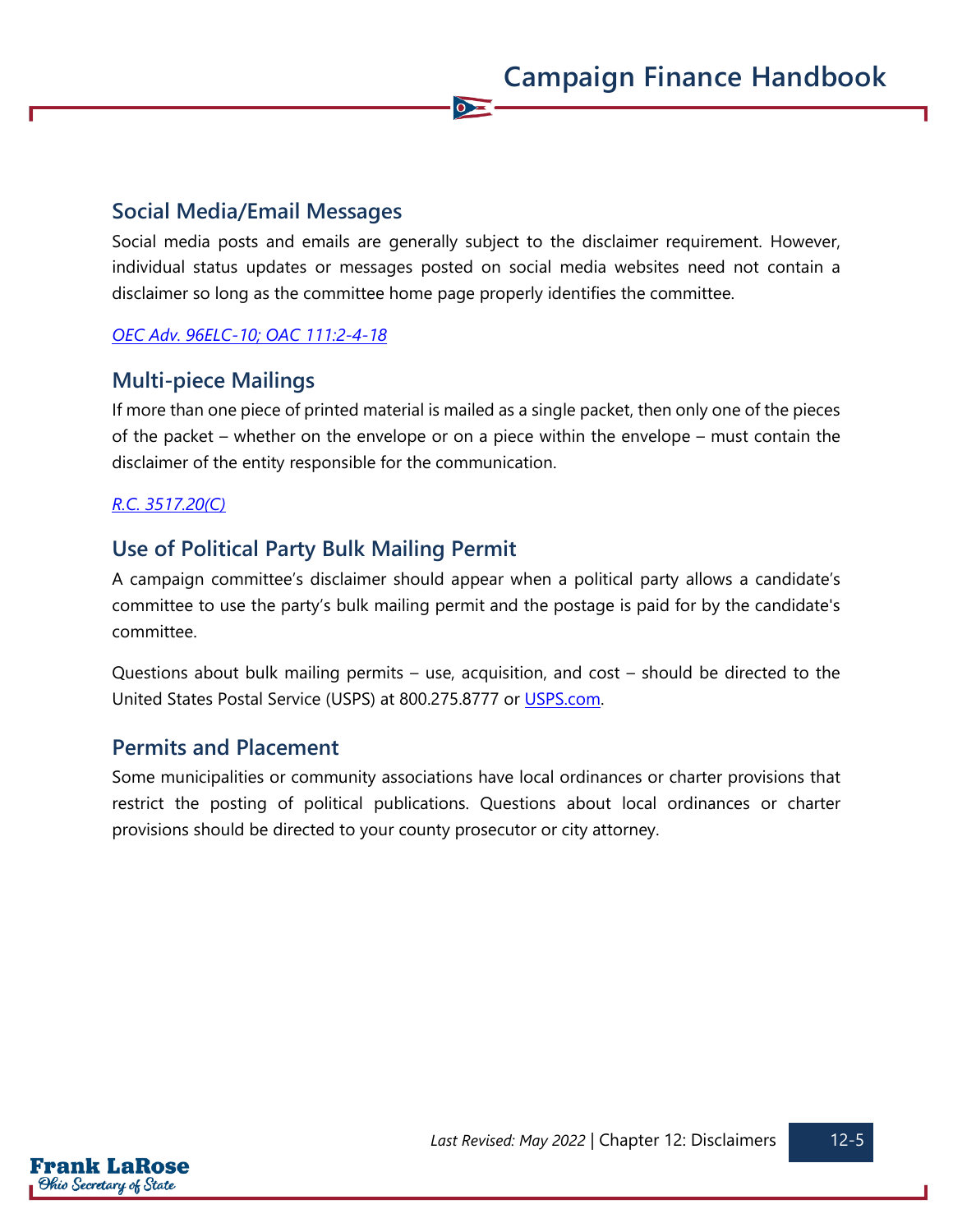## Social Media/Email Messages

Social media posts and emails are generally subject to the disclaimer requirement. However, individual status updates or messages posted on social media websites need not contain a disclaimer so long as the committee home page properly identifies the committee.

*OEC Adv. 96ELC-10; OAC 111:2-4-18*

## Multi-piece Mailings

If more than one piece of printed material is mailed as a single packet, then only one of the pieces of the packet – whether on the envelope or on a piece within the envelope – must contain the disclaimer of the entity responsible for the communication.

*R.C. 3517.20(C)*

## Use of Political Party Bulk Mailing Permit

A campaign committee's disclaimer should appear when a political party allows a candidate's committee to use the party's bulk mailing permit and the postage is paid for by the candidate's committee.

Questions about bulk mailing permits – use, acquisition, and cost – should be directed to the United States Postal Service (USPS) at 800.275.8777 or USPS.com.

## Permits and Placement

Some municipalities or community associations have local ordinances or charter provisions that restrict the posting of political publications. Questions about local ordinances or charter provisions should be directed to your county prosecutor or city attorney.